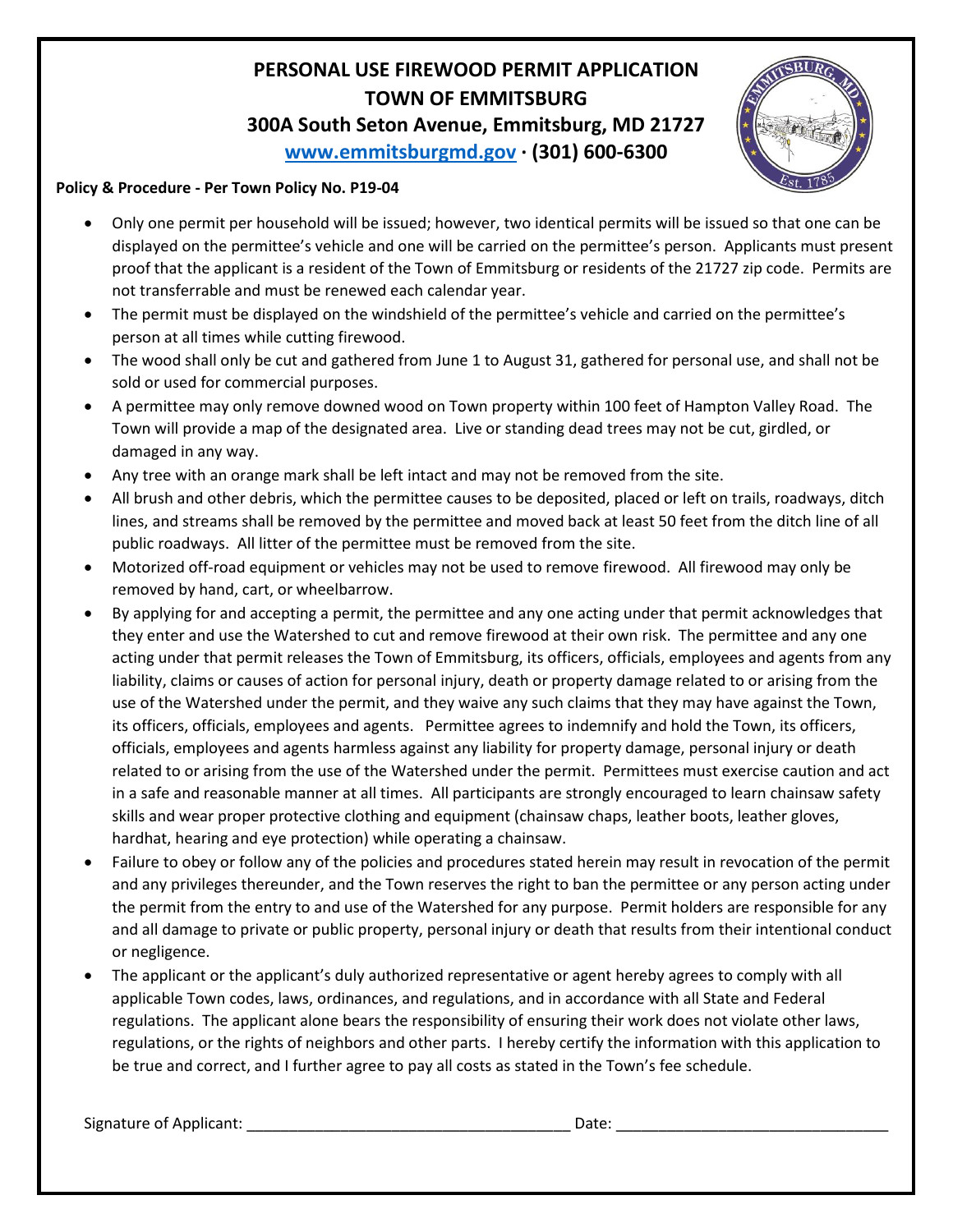# PERSONAL USE FIREWOOD PERMIT APPLICATION
# TOWN OF EMMITSBURG
## 300A South Seton Avenue, Emmitsburg, MD 21727
## [www.emmitsburgmd.gov](http://www.emmitsburgmd.gov) · (301) 600-6300

**Policy & Procedure - Per Town Policy No. P19-04**

- Only one permit per household will be issued; however, two identical permits will be issued so that one can be displayed on the permittee's vehicle and one will be carried on the permittee's person. Applicants must present proof that the applicant is a resident of the Town of Emmitsburg or residents of the 21727 zip code. Permits are not transferrable and must be renewed each calendar year.
- The permit must be displayed on the windshield of the permittee's vehicle and carried on the permittee's person at all times while cutting firewood.
- The wood shall only be cut and gathered from June 1 to August 31, gathered for personal use, and shall not be sold or used for commercial purposes.
- A permittee may only remove downed wood on Town property within 100 feet of Hampton Valley Road. The Town will provide a map of the designated area. Live or standing dead trees may not be cut, girdled, or damaged in any way.
- Any tree with an orange mark shall be left intact and may not be removed from the site.
- All brush and other debris, which the permittee causes to be deposited, placed or left on trails, roadways, ditch lines, and streams shall be removed by the permittee and moved back at least 50 feet from the ditch line of all public roadways. All litter of the permittee must be removed from the site.
- Motorized off-road equipment or vehicles may not be used to remove firewood. All firewood may only be removed by hand, cart, or wheelbarrow.
- By applying for and accepting a permit, the permittee and any one acting under that permit acknowledges that they enter and use the Watershed to cut and remove firewood at their own risk. The permittee and any one acting under that permit releases the Town of Emmitsburg, its officers, officials, employees and agents from any liability, claims or causes of action for personal injury, death or property damage related to or arising from the use of the Watershed under the permit, and they waive any such claims that they may have against the Town, its officers, officials, employees and agents. Permittee agrees to indemnify and hold the Town, its officers, officials, employees and agents harmless against any liability for property damage, personal injury or death related to or arising from the use of the Watershed under the permit. Permittees must exercise caution and act in a safe and reasonable manner at all times. All participants are strongly encouraged to learn chainsaw safety skills and wear proper protective clothing and equipment (chainsaw chaps, leather boots, leather gloves, hardhat, hearing and eye protection) while operating a chainsaw.
- Failure to obey or follow any of the policies and procedures stated herein may result in revocation of the permit and any privileges thereunder, and the Town reserves the right to ban the permittee or any person acting under the permit from the entry to and use of the Watershed for any purpose. Permit holders are responsible for any and all damage to private or public property, personal injury or death that results from their intentional conduct or negligence.
- The applicant or the applicant's duly authorized representative or agent hereby agrees to comply with all applicable Town codes, laws, ordinances, and regulations, and in accordance with all State and Federal regulations. The applicant alone bears the responsibility of ensuring their work does not violate other laws, regulations, or the rights of neighbors and other parts. I hereby certify the information with this application to be true and correct, and I further agree to pay all costs as stated in the Town's fee schedule.

Signature of Applicant: ______________________________________ Date: _______________________________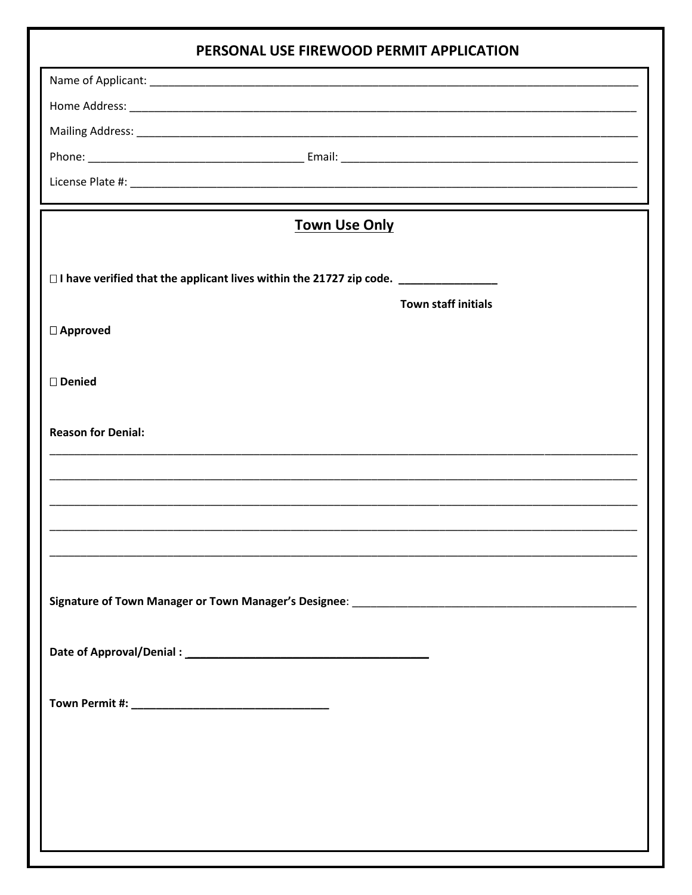# PERSONAL USE FIREWOOD PERMIT APPLICATION

Name of Applicant: ____________________________________________

Home Address: ____________________________________________

Mailing Address: ____________________________________________

Phone: ______________________ Email: ______________________

License Plate #: ____________________________________________

## Town Use Only

☐ **I have verified that the applicant lives within the 21727 zip code.** ________________

**Town staff initials**

☐ **Approved**

☐ **Denied**

**Reason for Denial:**

____________________________________________

____________________________________________

____________________________________________

____________________________________________

____________________________________________

**Signature of Town Manager or Town Manager's Designee**: ____________________________________________

**Date of Approval/Denial :** ________________________

**Town Permit #:** ________________________